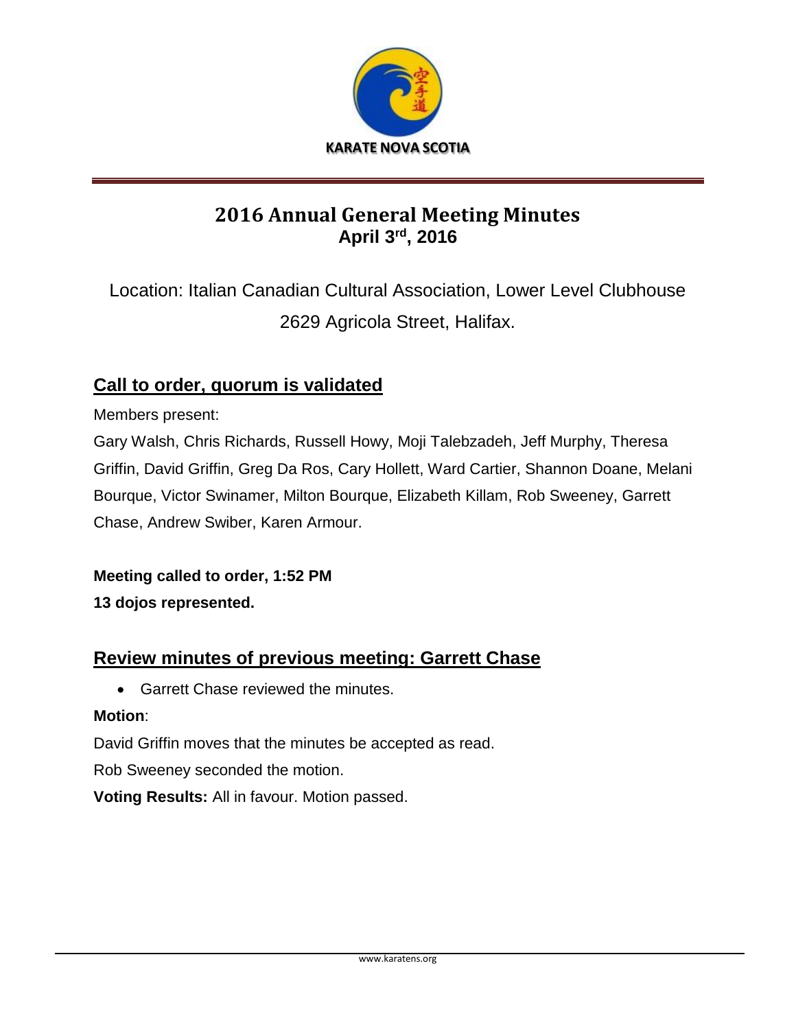**KARATE NOVA SCOTIA**

# 2016 Annual General Meeting Minutes

**April 3rd, 2016**

Location: Italian Canadian Cultural Association, Lower Level Clubhouse
2629 Agricola Street, Halifax.

## Call to order, quorum is validated

Members present:

Gary Walsh, Chris Richards, Russell Howy, Moji Talebzadeh, Jeff Murphy, Theresa Griffin, David Griffin, Greg Da Ros, Cary Hollett, Ward Cartier, Shannon Doane, Melani Bourque, Victor Swinamer, Milton Bourque, Elizabeth Killam, Rob Sweeney, Garrett Chase, Andrew Swiber, Karen Armour.

**Meeting called to order, 1:52 PM**

**13 dojos represented.**

## Review minutes of previous meeting: Garrett Chase

- Garrett Chase reviewed the minutes.

**Motion**:

David Griffin moves that the minutes be accepted as read.

Rob Sweeney seconded the motion.

**Voting Results:** All in favour. Motion passed.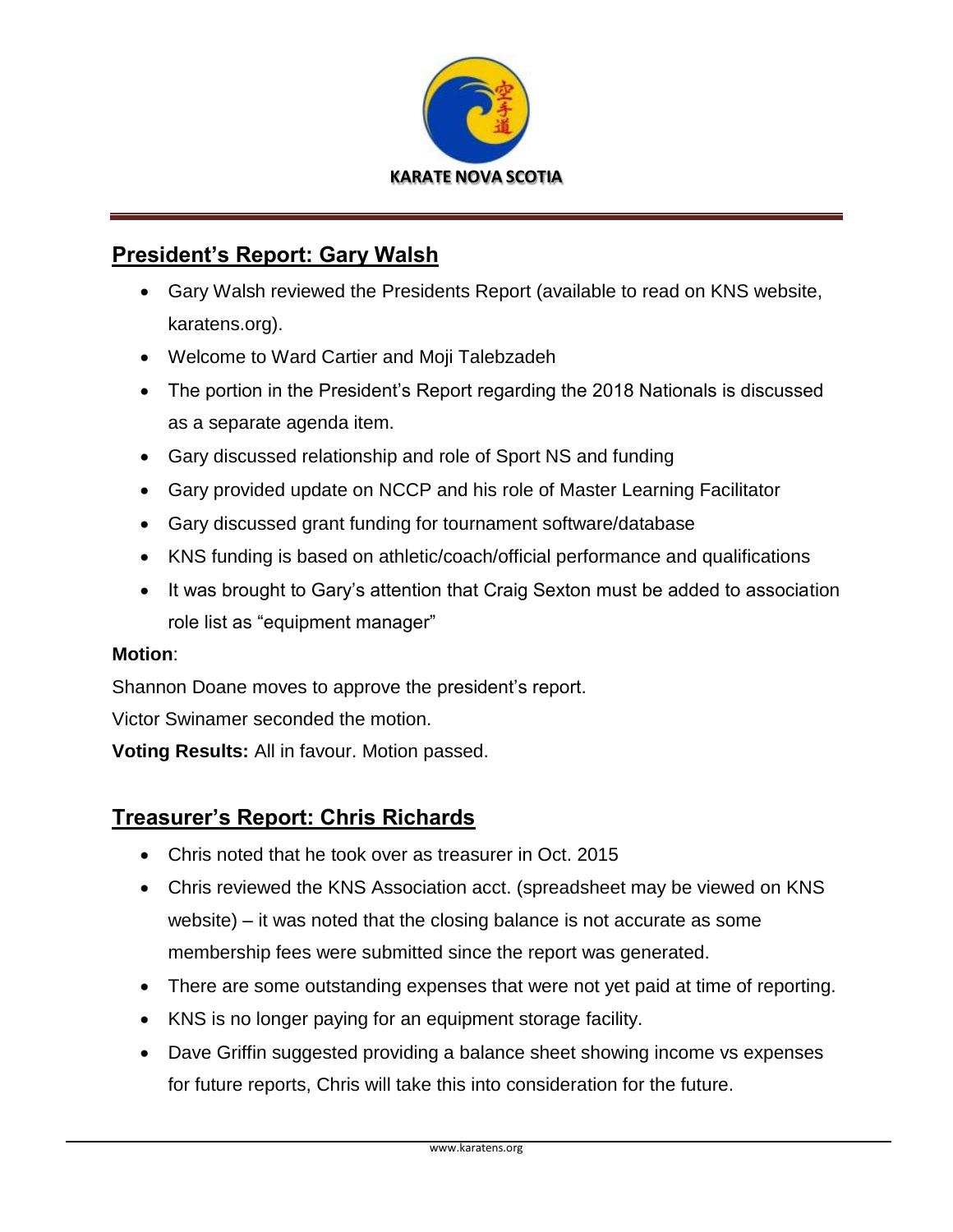## President's Report: Gary Walsh

- Gary Walsh reviewed the Presidents Report (available to read on KNS website, karatens.org).
- Welcome to Ward Cartier and Moji Talebzadeh
- The portion in the President's Report regarding the 2018 Nationals is discussed as a separate agenda item.
- Gary discussed relationship and role of Sport NS and funding
- Gary provided update on NCCP and his role of Master Learning Facilitator
- Gary discussed grant funding for tournament software/database
- KNS funding is based on athletic/coach/official performance and qualifications
- It was brought to Gary's attention that Craig Sexton must be added to association role list as "equipment manager"

**Motion**:

Shannon Doane moves to approve the president's report.

Victor Swinamer seconded the motion.

**Voting Results:** All in favour. Motion passed.

## Treasurer's Report: Chris Richards

- Chris noted that he took over as treasurer in Oct. 2015
- Chris reviewed the KNS Association acct. (spreadsheet may be viewed on KNS website) – it was noted that the closing balance is not accurate as some membership fees were submitted since the report was generated.
- There are some outstanding expenses that were not yet paid at time of reporting.
- KNS is no longer paying for an equipment storage facility.
- Dave Griffin suggested providing a balance sheet showing income vs expenses for future reports, Chris will take this into consideration for the future.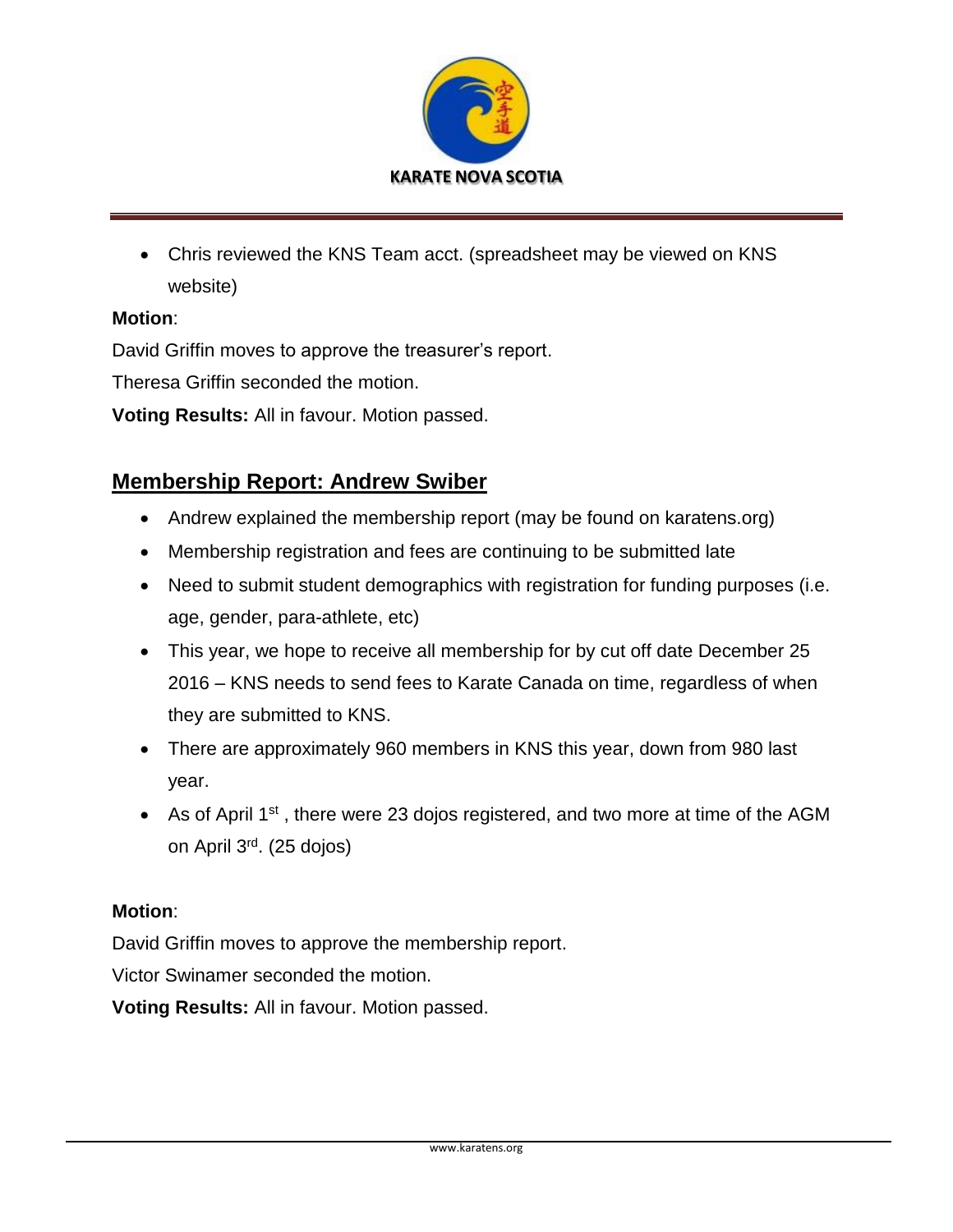- Chris reviewed the KNS Team acct. (spreadsheet may be viewed on KNS website)

**Motion**:

David Griffin moves to approve the treasurer's report.

Theresa Griffin seconded the motion.

**Voting Results:** All in favour. Motion passed.

## Membership Report: Andrew Swiber

- Andrew explained the membership report (may be found on karatens.org)
- Membership registration and fees are continuing to be submitted late
- Need to submit student demographics with registration for funding purposes (i.e. age, gender, para-athlete, etc)
- This year, we hope to receive all membership for by cut off date December 25 2016 – KNS needs to send fees to Karate Canada on time, regardless of when they are submitted to KNS.
- There are approximately 960 members in KNS this year, down from 980 last year.
- As of April 1st , there were 23 dojos registered, and two more at time of the AGM on April 3rd. (25 dojos)

**Motion**:

David Griffin moves to approve the membership report.

Victor Swinamer seconded the motion.

**Voting Results:** All in favour. Motion passed.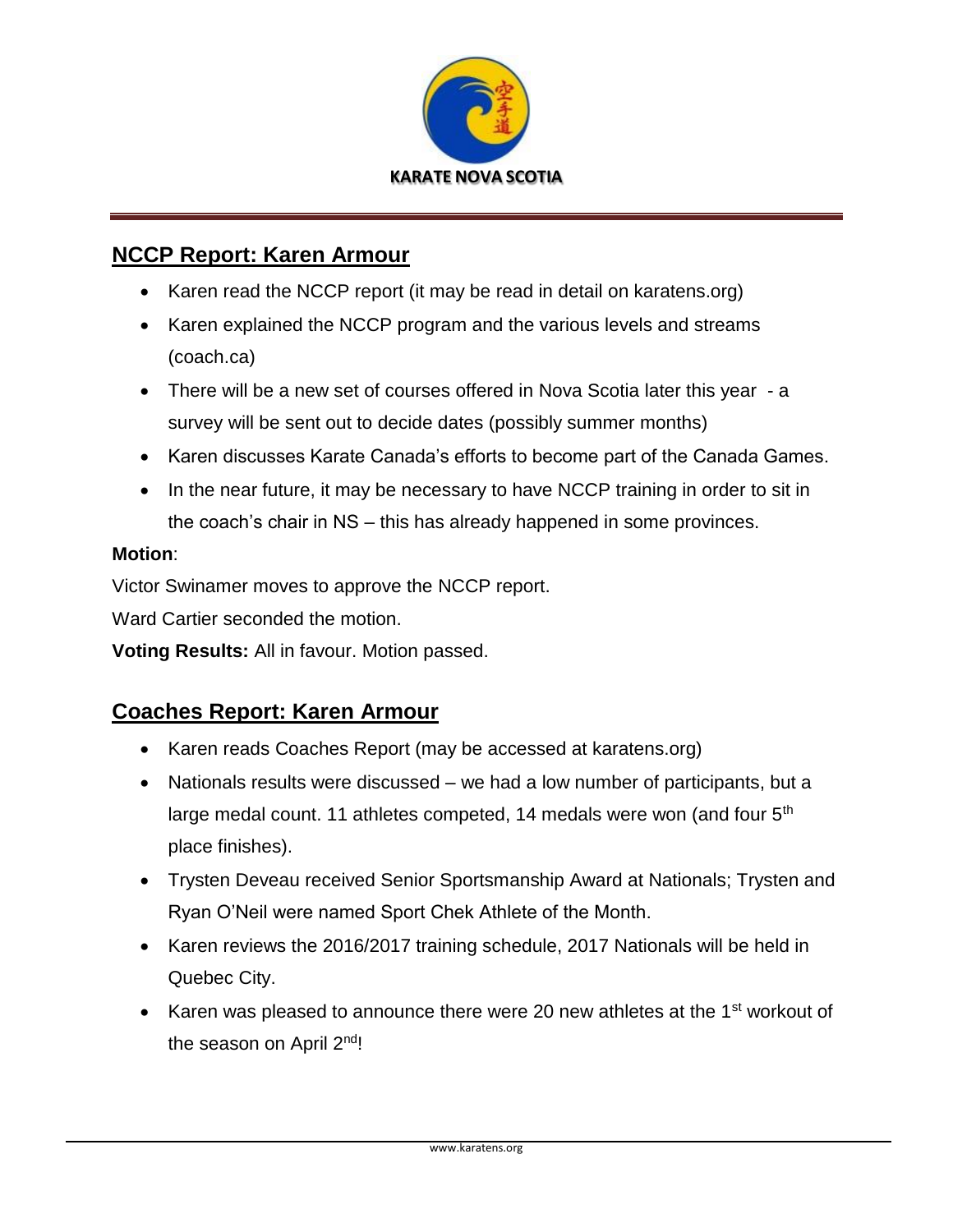## NCCP Report: Karen Armour

- Karen read the NCCP report (it may be read in detail on karatens.org)
- Karen explained the NCCP program and the various levels and streams (coach.ca)
- There will be a new set of courses offered in Nova Scotia later this year - a survey will be sent out to decide dates (possibly summer months)
- Karen discusses Karate Canada's efforts to become part of the Canada Games.
- In the near future, it may be necessary to have NCCP training in order to sit in the coach's chair in NS – this has already happened in some provinces.

**Motion**:

Victor Swinamer moves to approve the NCCP report.

Ward Cartier seconded the motion.

**Voting Results:** All in favour. Motion passed.

## Coaches Report: Karen Armour

- Karen reads Coaches Report (may be accessed at karatens.org)
- Nationals results were discussed – we had a low number of participants, but a large medal count. 11 athletes competed, 14 medals were won (and four 5th place finishes).
- Trysten Deveau received Senior Sportsmanship Award at Nationals; Trysten and Ryan O'Neil were named Sport Chek Athlete of the Month.
- Karen reviews the 2016/2017 training schedule, 2017 Nationals will be held in Quebec City.
- Karen was pleased to announce there were 20 new athletes at the 1st workout of the season on April 2nd!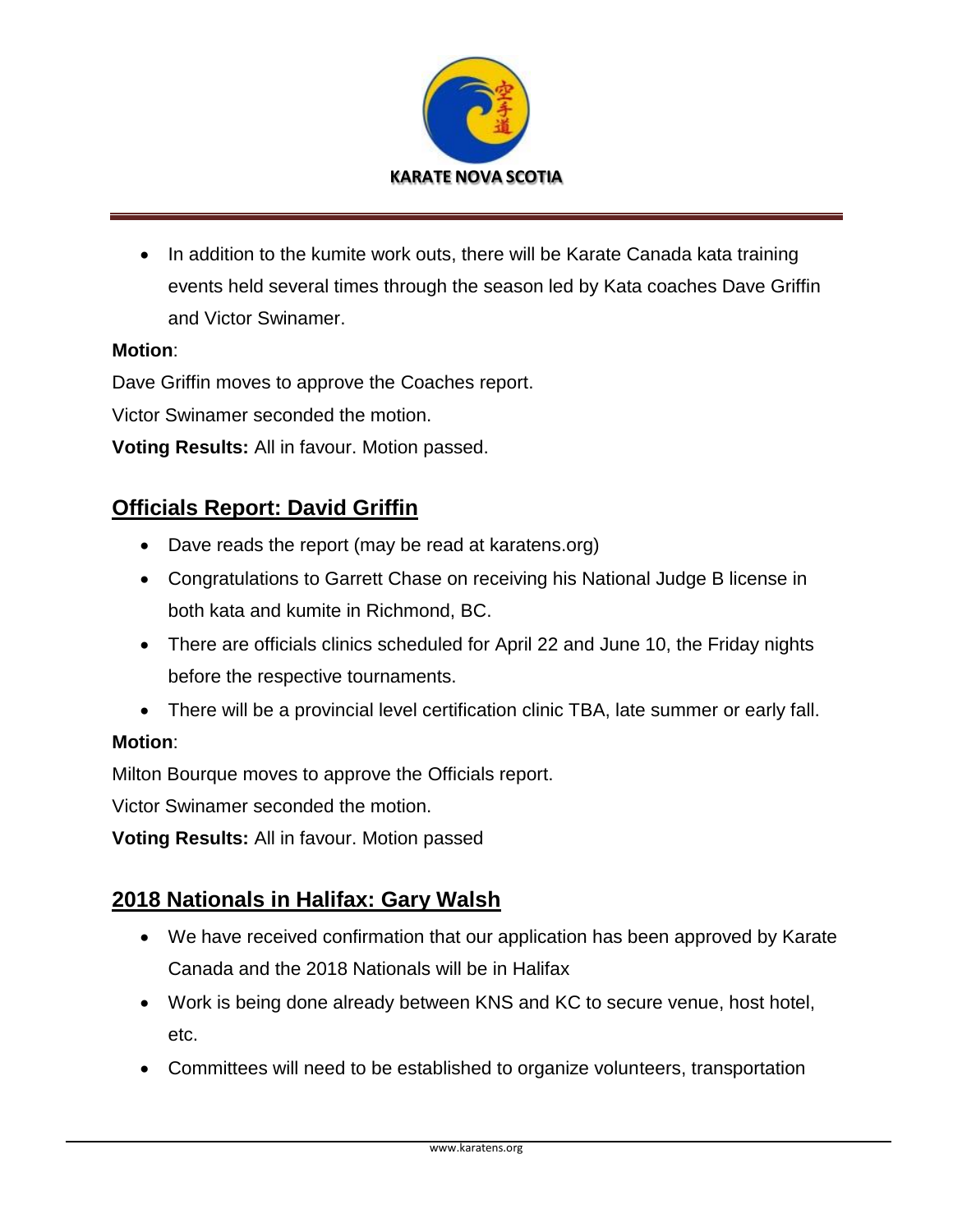- In addition to the kumite work outs, there will be Karate Canada kata training events held several times through the season led by Kata coaches Dave Griffin and Victor Swinamer.

**Motion**:

Dave Griffin moves to approve the Coaches report.

Victor Swinamer seconded the motion.

**Voting Results:** All in favour. Motion passed.

## Officials Report: David Griffin

- Dave reads the report (may be read at karatens.org)
- Congratulations to Garrett Chase on receiving his National Judge B license in both kata and kumite in Richmond, BC.
- There are officials clinics scheduled for April 22 and June 10, the Friday nights before the respective tournaments.
- There will be a provincial level certification clinic TBA, late summer or early fall.

**Motion**:

Milton Bourque moves to approve the Officials report.

Victor Swinamer seconded the motion.

**Voting Results:** All in favour. Motion passed

## 2018 Nationals in Halifax: Gary Walsh

- We have received confirmation that our application has been approved by Karate Canada and the 2018 Nationals will be in Halifax
- Work is being done already between KNS and KC to secure venue, host hotel, etc.
- Committees will need to be established to organize volunteers, transportation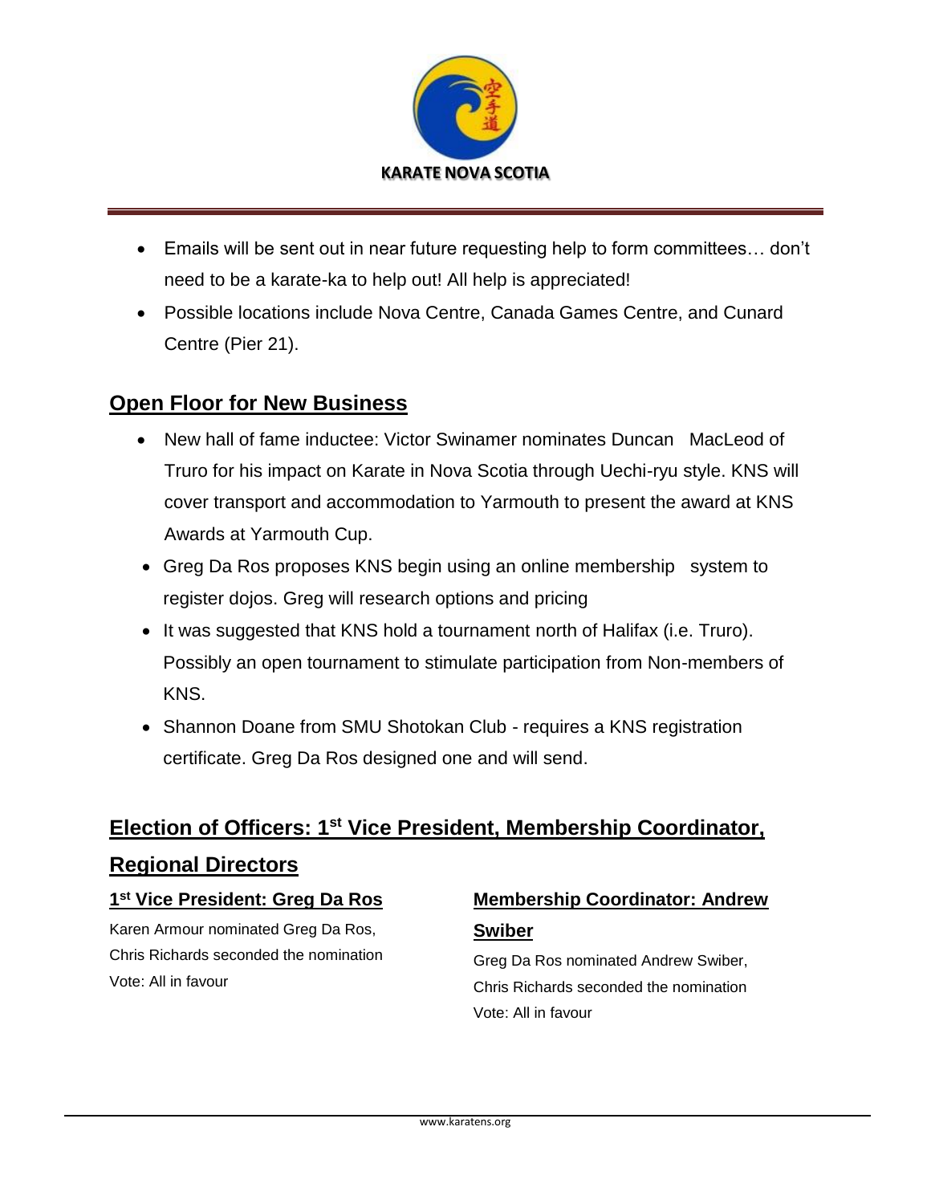- Emails will be sent out in near future requesting help to form committees… don't need to be a karate-ka to help out! All help is appreciated!
- Possible locations include Nova Centre, Canada Games Centre, and Cunard Centre (Pier 21).

## Open Floor for New Business

- New hall of fame inductee: Victor Swinamer nominates Duncan MacLeod of Truro for his impact on Karate in Nova Scotia through Uechi-ryu style. KNS will cover transport and accommodation to Yarmouth to present the award at KNS Awards at Yarmouth Cup.
- Greg Da Ros proposes KNS begin using an online membership system to register dojos. Greg will research options and pricing
- It was suggested that KNS hold a tournament north of Halifax (i.e. Truro). Possibly an open tournament to stimulate participation from Non-members of KNS.
- Shannon Doane from SMU Shotokan Club - requires a KNS registration certificate. Greg Da Ros designed one and will send.

## Election of Officers: 1st Vice President, Membership Coordinator, Regional Directors

### 1st Vice President: Greg Da Ros

Karen Armour nominated Greg Da Ros,
Chris Richards seconded the nomination
Vote: All in favour

### Membership Coordinator: Andrew Swiber

Greg Da Ros nominated Andrew Swiber,
Chris Richards seconded the nomination
Vote: All in favour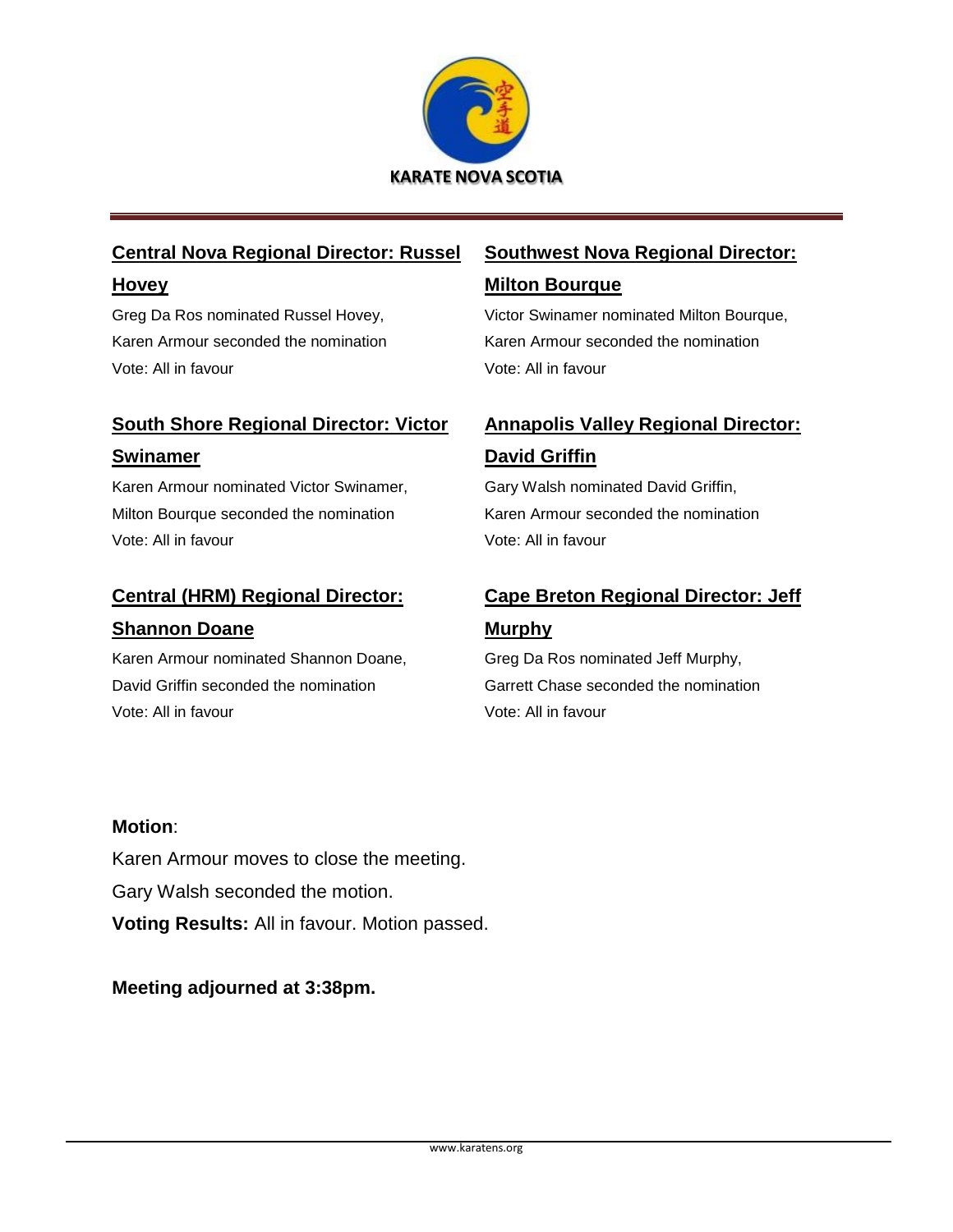**Central Nova Regional Director: Russel Hovey**

Greg Da Ros nominated Russel Hovey,
Karen Armour seconded the nomination
Vote: All in favour

**South Shore Regional Director: Victor Swinamer**

Karen Armour nominated Victor Swinamer,
Milton Bourque seconded the nomination
Vote: All in favour

**Central (HRM) Regional Director: Shannon Doane**

Karen Armour nominated Shannon Doane,
David Griffin seconded the nomination
Vote: All in favour

**Southwest Nova Regional Director: Milton Bourque**

Victor Swinamer nominated Milton Bourque,
Karen Armour seconded the nomination
Vote: All in favour

**Annapolis Valley Regional Director: David Griffin**

Gary Walsh nominated David Griffin,
Karen Armour seconded the nomination
Vote: All in favour

**Cape Breton Regional Director: Jeff Murphy**

Greg Da Ros nominated Jeff Murphy,
Garrett Chase seconded the nomination
Vote: All in favour

**Motion**:

Karen Armour moves to close the meeting.

Gary Walsh seconded the motion.

**Voting Results:** All in favour. Motion passed.

**Meeting adjourned at 3:38pm.**